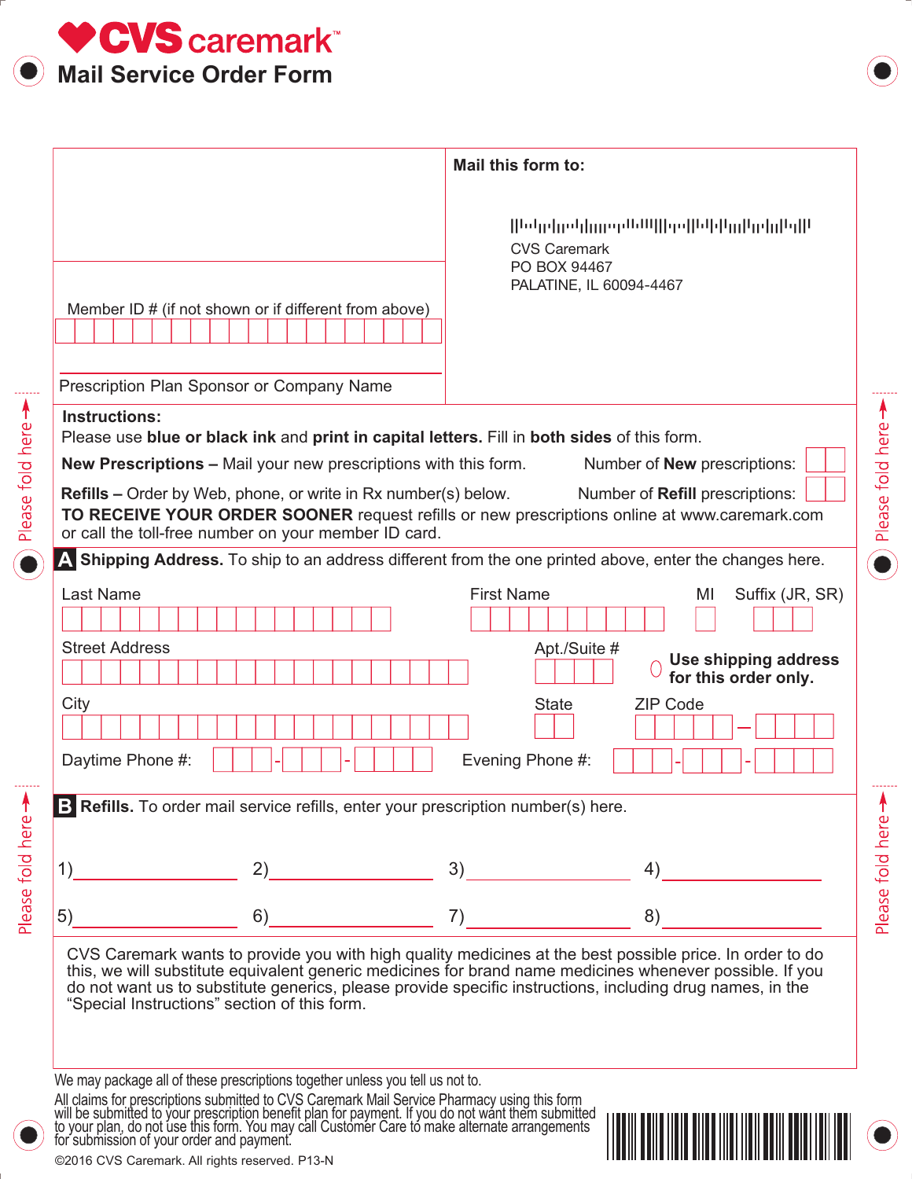# CVS caremark™

## Mail Service Order Form

**Mail this form to:**

CVS Caremark
PO BOX 94467
PALATINE, IL 60094-4467

Member ID # (if not shown or if different from above)

Prescription Plan Sponsor or Company Name

**Instructions:**
Please use **blue or black ink** and **print in capital letters.** Fill in **both sides** of this form.

**New Prescriptions –** Mail your new prescriptions with this form. Number of **New** prescriptions:

**Refills –** Order by Web, phone, or write in Rx number(s) below. Number of **Refill** prescriptions:

**TO RECEIVE YOUR ORDER SOONER** request refills or new prescriptions online at www.caremark.com or call the toll-free number on your member ID card.

**A Shipping Address.** To ship to an address different from the one printed above, enter the changes here.

Last Name | First Name | MI | Suffix (JR, SR)

Street Address | Apt./Suite #

○ **Use shipping address for this order only.**

City | State | ZIP Code

Daytime Phone #: ___-___-____ Evening Phone #: ___-___-____

**B Refills.** To order mail service refills, enter your prescription number(s) here.

1)________ 2)________ 3)________ 4)________

5)________ 6)________ 7)________ 8)________

CVS Caremark wants to provide you with high quality medicines at the best possible price. In order to do this, we will substitute equivalent generic medicines for brand name medicines whenever possible. If you do not want us to substitute generics, please provide specific instructions, including drug names, in the "Special Instructions" section of this form.

We may package all of these prescriptions together unless you tell us not to.

All claims for prescriptions submitted to CVS Caremark Mail Service Pharmacy using this form will be submitted to your prescription benefit plan for payment. If you do not want them submitted to your plan, do not use this form. You may call Customer Care to make alternate arrangements for submission of your order and payment.

©2016 CVS Caremark. All rights reserved. P13-N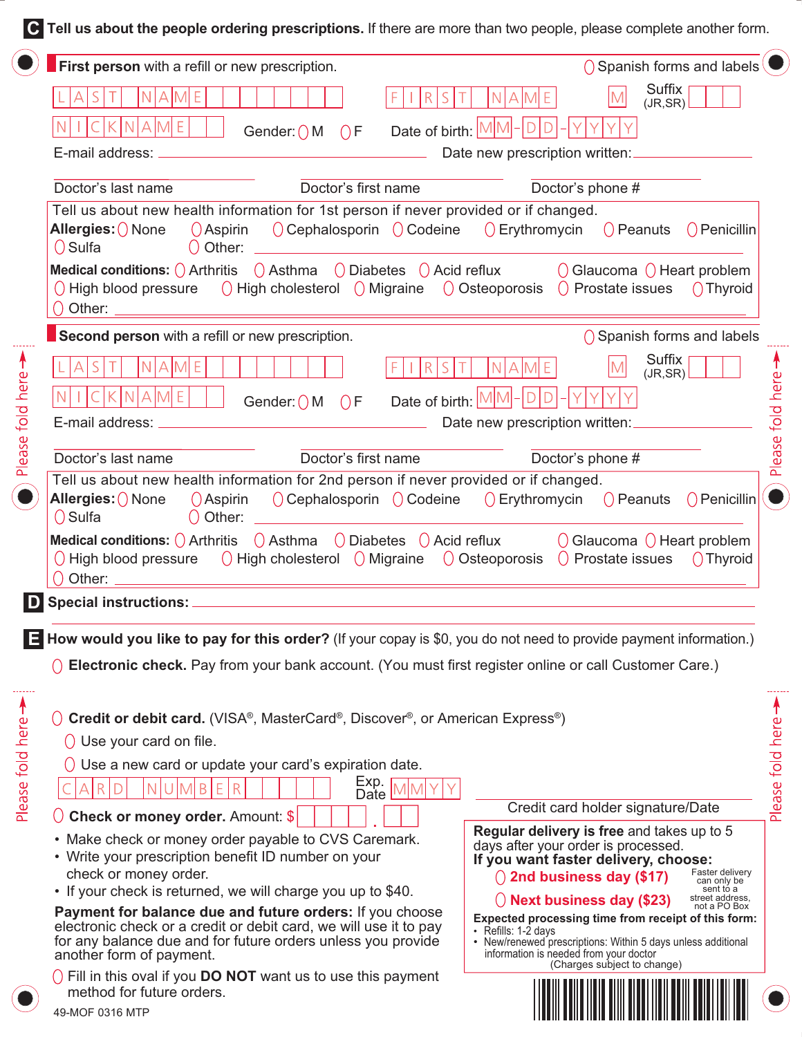**C Tell us about the people ordering prescriptions.** If there are more than two people, please complete another form.

**First person** with a refill or new prescription.

◯ Spanish forms and labels

LAST NAME | FIRST NAME | M | Suffix (JR,SR)

NICKNAME | Gender: ◯ M ◯ F | Date of birth: MM-DD-YYYY

E-mail address: ______________________ Date new prescription written: ____________

Doctor's last name | Doctor's first name | Doctor's phone #

Tell us about new health information for 1st person if never provided or if changed.

**Allergies:** ◯ None ◯ Aspirin ◯ Cephalosporin ◯ Codeine ◯ Erythromycin ◯ Peanuts ◯ Penicillin ◯ Sulfa ◯ Other: ______________________

**Medical conditions:** ◯ Arthritis ◯ Asthma ◯ Diabetes ◯ Acid reflux ◯ Glaucoma ◯ Heart problem ◯ High blood pressure ◯ High cholesterol ◯ Migraine ◯ Osteoporosis ◯ Prostate issues ◯ Thyroid ◯ Other: ______________________

**Second person** with a refill or new prescription.

◯ Spanish forms and labels

LAST NAME | FIRST NAME | M | Suffix (JR,SR)

NICKNAME | Gender: ◯ M ◯ F | Date of birth: MM-DD-YYYY

E-mail address: ______________________ Date new prescription written: ____________

Doctor's last name | Doctor's first name | Doctor's phone #

Tell us about new health information for 2nd person if never provided or if changed.

**Allergies:** ◯ None ◯ Aspirin ◯ Cephalosporin ◯ Codeine ◯ Erythromycin ◯ Peanuts ◯ Penicillin ◯ Sulfa ◯ Other: ______________________

**Medical conditions:** ◯ Arthritis ◯ Asthma ◯ Diabetes ◯ Acid reflux ◯ Glaucoma ◯ Heart problem ◯ High blood pressure ◯ High cholesterol ◯ Migraine ◯ Osteoporosis ◯ Prostate issues ◯ Thyroid ◯ Other: ______________________

**D Special instructions:** ______________________

**E How would you like to pay for this order?** (If your copay is $0, you do not need to provide payment information.)

◯ **Electronic check.** Pay from your bank account. (You must first register online or call Customer Care.)

◯ **Credit or debit card.** (VISA®, MasterCard®, Discover®, or American Express®)

◯ Use your card on file.

◯ Use a new card or update your card's expiration date.

CARD NUMBER | Exp. Date MMYY

Credit card holder signature/Date

◯ **Check or money order.** Amount: $ ____ . __

- Make check or money order payable to CVS Caremark.
- Write your prescription benefit ID number on your check or money order.
- If your check is returned, we will charge you up to $40.

**Payment for balance due and future orders:** If you choose electronic check or a credit or debit card, we will use it to pay for any balance due and for future orders unless you provide another form of payment.

◯ Fill in this oval if you **DO NOT** want us to use this payment method for future orders.

**Regular delivery is free** and takes up to 5 days after your order is processed.
**If you want faster delivery, choose:**

◯ **2nd business day ($17)**
◯ **Next business day ($23)**

Faster delivery can only be sent to a street address, not a PO Box

**Expected processing time from receipt of this form:**

- Refills: 1-2 days
- New/renewed prescriptions: Within 5 days unless additional information is needed from your doctor

(Charges subject to change)

Please fold here

49-MOF 0316 MTP